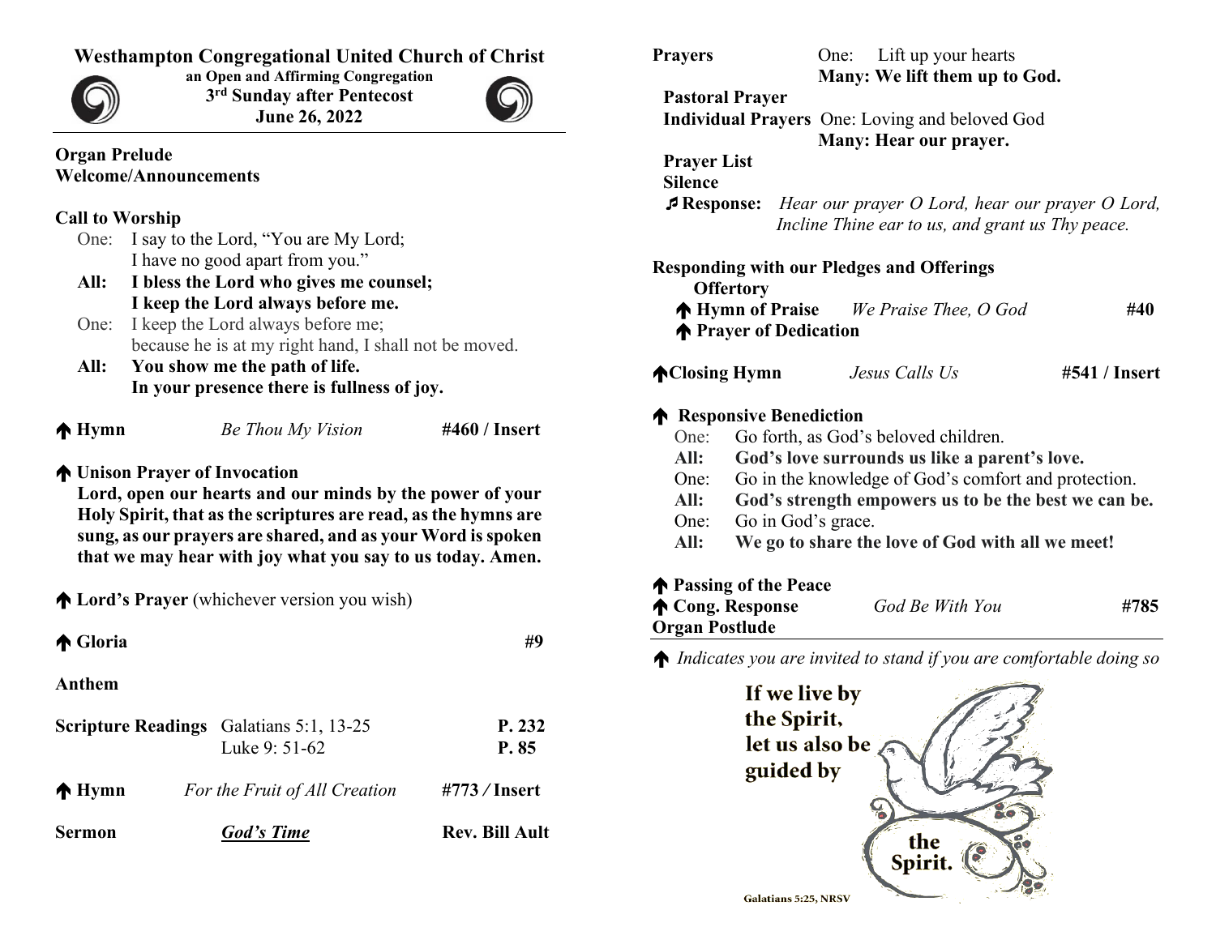# Westhampton Congregational United Church of Christ

**an Open and Affirming Congregation**
**3rd Sunday after Pentecost**
**June 26, 2022**

---

**Organ Prelude**
**Welcome/Announcements**

**Call to Worship**

One: I say to the Lord, "You are My Lord;
I have no good apart from you."
**All: I bless the Lord who gives me counsel;**
**I keep the Lord always before me.**
One: I keep the Lord always before me;
because he is at my right hand, I shall not be moved.
**All: You show me the path of life.**
**In your presence there is fullness of joy.**

🡅 **Hymn** *Be Thou My Vision* **#460 / Insert**

🡅 **Unison Prayer of Invocation**
**Lord, open our hearts and our minds by the power of your Holy Spirit, that as the scriptures are read, as the hymns are sung, as our prayers are shared, and as your Word is spoken that we may hear with joy what you say to us today. Amen.**

🡅 **Lord's Prayer** (whichever version you wish)

🡅 **Gloria** **#9**

**Anthem**

**Scripture Readings** Galatians 5:1, 13-25 **P. 232**
Luke 9: 51-62 **P. 85**

🡅 **Hymn** *For the Fruit of All Creation* **#773 / Insert**

**Sermon** ***God's Time*** **Rev. Bill Ault**

**Prayers** One: Lift up your hearts
**Many: We lift them up to God.**

**Pastoral Prayer**
**Individual Prayers** One: Loving and beloved God
**Many: Hear our prayer.**
**Prayer List**
**Silence**
♪ **Response:** *Hear our prayer O Lord, hear our prayer O Lord, Incline Thine ear to us, and grant us Thy peace.*

**Responding with our Pledges and Offerings**
**Offertory**
🡅 **Hymn of Praise** *We Praise Thee, O God* **#40**
🡅 **Prayer of Dedication**

🡅 **Closing Hymn** *Jesus Calls Us* **#541 / Insert**

🡅 **Responsive Benediction**
One: Go forth, as God's beloved children.
**All: God's love surrounds us like a parent's love.**
One: Go in the knowledge of God's comfort and protection.
**All: God's strength empowers us to be the best we can be.**
One: Go in God's grace.
**All: We go to share the love of God with all we meet!**

🡅 **Passing of the Peace**
🡅 **Cong. Response** *God Be With You* **#785**
**Organ Postlude**

---

🡅 *Indicates you are invited to stand if you are comfortable doing so*

If we live by the Spirit, let us also be guided by the Spirit.

Galatians 5:25, NRSV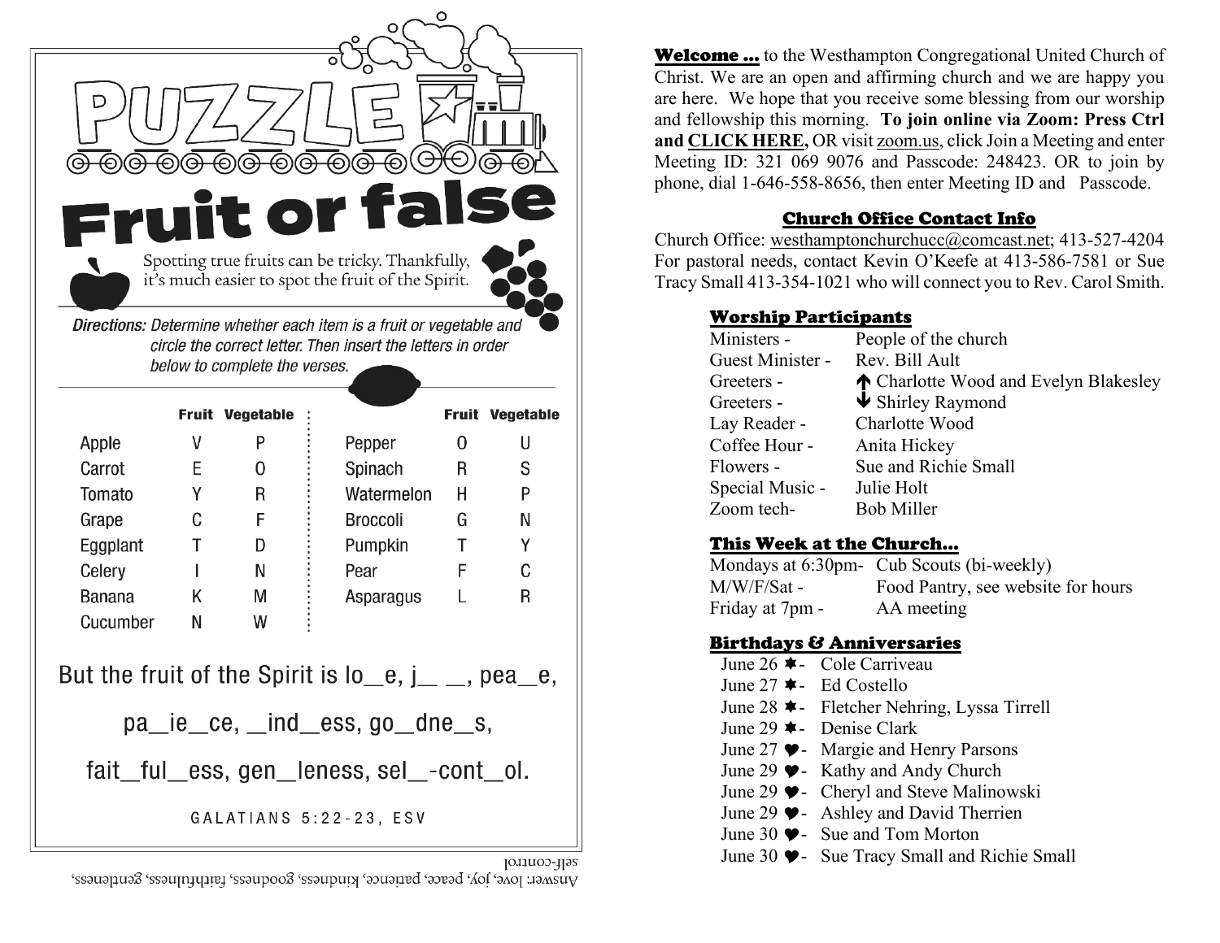# PUZZLE

# Fruit or false

Spotting true fruits can be tricky. Thankfully, it's much easier to spot the fruit of the Spirit.

*Directions: Determine whether each item is a fruit or vegetable and circle the correct letter. Then insert the letters in order below to complete the verses.*

| | Fruit | Vegetable | | Fruit | Vegetable |
|---|---|---|---|---|---|
| Apple | V | P | Pepper | O | U |
| Carrot | E | O | Spinach | R | S |
| Tomato | Y | R | Watermelon | H | P |
| Grape | C | F | Broccoli | G | N |
| Eggplant | T | D | Pumpkin | T | Y |
| Celery | I | N | Pear | F | C |
| Banana | K | M | Asparagus | L | R |
| Cucumber | N | W | | | |

But the fruit of the Spirit is lo_e, j__ __, pea_e,

pa_ie_ce, _ind_ess, go_dne_s,

fait_ful_ess, gen_leness, sel_-cont_ol.

GALATIANS 5:22-23, ESV

Answer: love, joy, peace, patience, kindness, goodness, faithfulness, gentleness, self-control

**Welcome …** to the Westhampton Congregational United Church of Christ. We are an open and affirming church and we are happy you are here. We hope that you receive some blessing from our worship and fellowship this morning. **To join online via Zoom: Press Ctrl and CLICK HERE,** OR visit zoom.us, click Join a Meeting and enter Meeting ID: 321 069 9076 and Passcode: 248423. OR to join by phone, dial 1-646-558-8656, then enter Meeting ID and Passcode.

## Church Office Contact Info

Church Office: westhamptonchurchucc@comcast.net; 413-527-4204
For pastoral needs, contact Kevin O'Keefe at 413-586-7581 or Sue Tracy Small 413-354-1021 who will connect you to Rev. Carol Smith.

## Worship Participants

| | |
|---|---|
| Ministers - | People of the church |
| Guest Minister - | Rev. Bill Ault |
| Greeters - | ↑ Charlotte Wood and Evelyn Blakesley |
| Greeters - | ↓ Shirley Raymond |
| Lay Reader - | Charlotte Wood |
| Coffee Hour - | Anita Hickey |
| Flowers - | Sue and Richie Small |
| Special Music - | Julie Holt |
| Zoom tech- | Bob Miller |

## This Week at the Church…

| | |
|---|---|
| Mondays at 6:30pm- | Cub Scouts (bi-weekly) |
| M/W/F/Sat - | Food Pantry, see website for hours |
| Friday at 7pm - | AA meeting |

## Birthdays & Anniversaries

- June 26 ✱- Cole Carriveau
- June 27 ✱- Ed Costello
- June 28 ✱- Fletcher Nehring, Lyssa Tirrell
- June 29 ✱- Denise Clark
- June 27 ♥- Margie and Henry Parsons
- June 29 ♥- Kathy and Andy Church
- June 29 ♥- Cheryl and Steve Malinowski
- June 29 ♥- Ashley and David Therrien
- June 30 ♥- Sue and Tom Morton
- June 30 ♥- Sue Tracy Small and Richie Small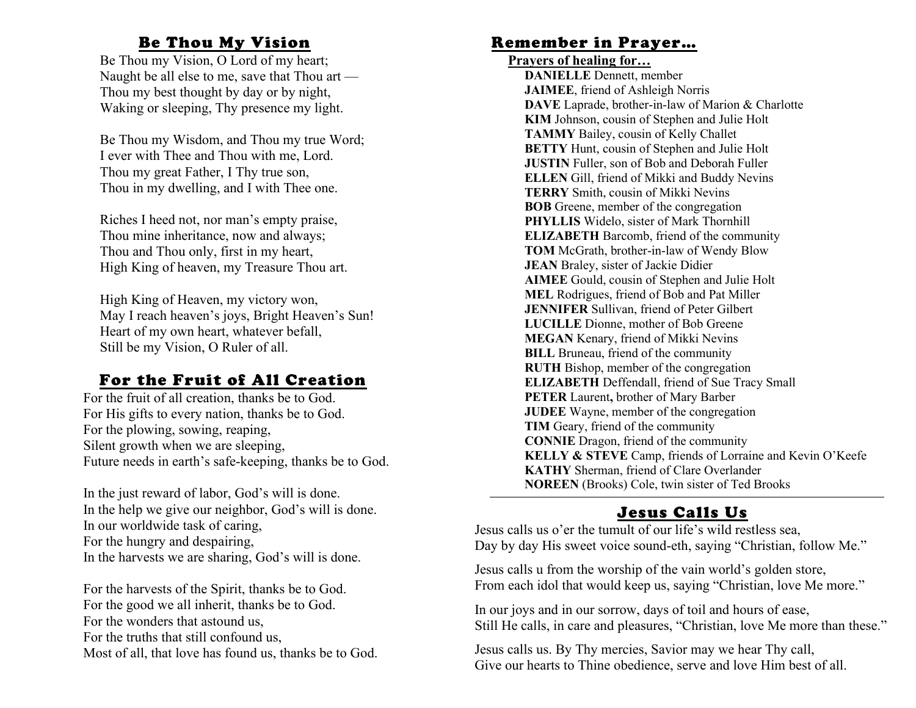## Be Thou My Vision

Be Thou my Vision, O Lord of my heart;
Naught be all else to me, save that Thou art —
Thou my best thought by day or by night,
Waking or sleeping, Thy presence my light.

Be Thou my Wisdom, and Thou my true Word;
I ever with Thee and Thou with me, Lord.
Thou my great Father, I Thy true son,
Thou in my dwelling, and I with Thee one.

Riches I heed not, nor man's empty praise,
Thou mine inheritance, now and always;
Thou and Thou only, first in my heart,
High King of heaven, my Treasure Thou art.

High King of Heaven, my victory won,
May I reach heaven's joys, Bright Heaven's Sun!
Heart of my own heart, whatever befall,
Still be my Vision, O Ruler of all.

## For the Fruit of All Creation

For the fruit of all creation, thanks be to God.
For His gifts to every nation, thanks be to God.
For the plowing, sowing, reaping,
Silent growth when we are sleeping,
Future needs in earth's safe-keeping, thanks be to God.

In the just reward of labor, God's will is done.
In the help we give our neighbor, God's will is done.
In our worldwide task of caring,
For the hungry and despairing,
In the harvests we are sharing, God's will is done.

For the harvests of the Spirit, thanks be to God.
For the good we all inherit, thanks be to God.
For the wonders that astound us,
For the truths that still confound us,
Most of all, that love has found us, thanks be to God.

## Remember in Prayer…

**Prayers of healing for…**

**DANIELLE** Dennett, member
**JAIMEE**, friend of Ashleigh Norris
**DAVE** Laprade, brother-in-law of Marion & Charlotte
**KIM** Johnson, cousin of Stephen and Julie Holt
**TAMMY** Bailey, cousin of Kelly Challet
**BETTY** Hunt, cousin of Stephen and Julie Holt
**JUSTIN** Fuller, son of Bob and Deborah Fuller
**ELLEN** Gill, friend of Mikki and Buddy Nevins
**TERRY** Smith, cousin of Mikki Nevins
**BOB** Greene, member of the congregation
**PHYLLIS** Widelo, sister of Mark Thornhill
**ELIZABETH** Barcomb, friend of the community
**TOM** McGrath, brother-in-law of Wendy Blow
**JEAN** Braley, sister of Jackie Didier
**AIMEE** Gould, cousin of Stephen and Julie Holt
**MEL** Rodrigues, friend of Bob and Pat Miller
**JENNIFER** Sullivan, friend of Peter Gilbert
**LUCILLE** Dionne, mother of Bob Greene
**MEGAN** Kenary, friend of Mikki Nevins
**BILL** Bruneau, friend of the community
**RUTH** Bishop, member of the congregation
**ELIZABETH** Deffendall, friend of Sue Tracy Small
**PETER** Laurent**,** brother of Mary Barber
**JUDEE** Wayne, member of the congregation
**TIM** Geary, friend of the community
**CONNIE** Dragon, friend of the community
**KELLY & STEVE** Camp, friends of Lorraine and Kevin O'Keefe
**KATHY** Sherman, friend of Clare Overlander
**NOREEN** (Brooks) Cole, twin sister of Ted Brooks

---

## Jesus Calls Us

Jesus calls us o'er the tumult of our life's wild restless sea,
Day by day His sweet voice sound-eth, saying "Christian, follow Me."

Jesus calls u from the worship of the vain world's golden store,
From each idol that would keep us, saying "Christian, love Me more."

In our joys and in our sorrow, days of toil and hours of ease,
Still He calls, in care and pleasures, "Christian, love Me more than these."

Jesus calls us. By Thy mercies, Savior may we hear Thy call,
Give our hearts to Thine obedience, serve and love Him best of all.